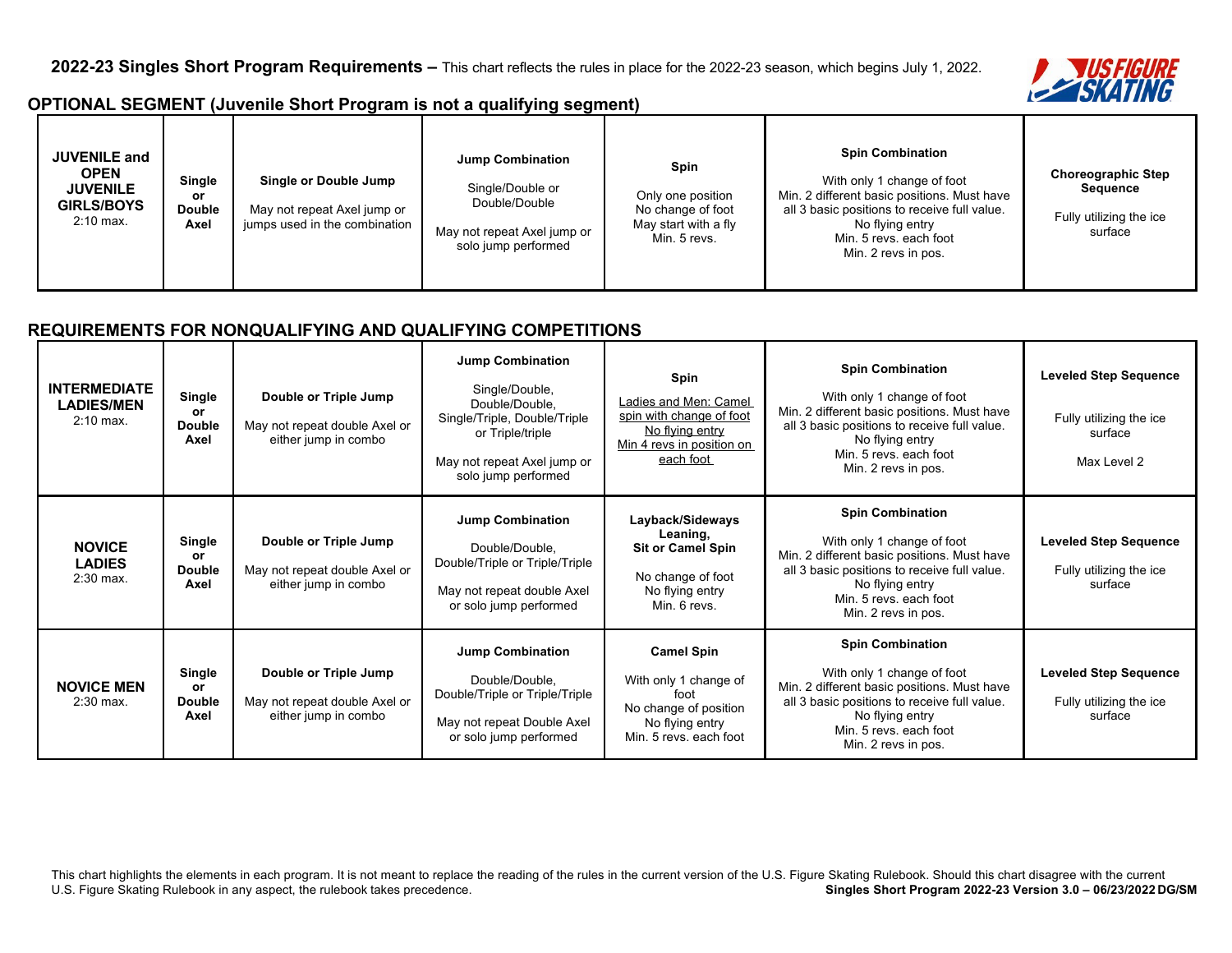**2022-23 Singles Short Program Requirements –** This chart reflects the rules in place for the 2022-23 season, which begins July 1, 2022.

## OPTIONAL SEGMENT (Juvenile Short Program is not a qualifying segment)

| | | | | | | |
|---|---|---|---|---|---|---|
| **JUVENILE and OPEN JUVENILE GIRLS/BOYS** 2:10 max. | **Single or Double Axel** | **Single or Double Jump** May not repeat Axel jump or jumps used in the combination | **Jump Combination** Single/Double or Double/Double May not repeat Axel jump or solo jump performed | **Spin** Only one position No change of foot May start with a fly Min. 5 revs. | **Spin Combination** With only 1 change of foot Min. 2 different basic positions. Must have all 3 basic positions to receive full value. No flying entry Min. 5 revs. each foot Min. 2 revs in pos. | **Choreographic Step Sequence** Fully utilizing the ice surface |

## REQUIREMENTS FOR NONQUALIFYING AND QUALIFYING COMPETITIONS

| | | | | | | |
|---|---|---|---|---|---|---|
| **INTERMEDIATE LADIES/MEN** 2:10 max. | **Single or Double Axel** | **Double or Triple Jump** May not repeat double Axel or either jump in combo | **Jump Combination** Single/Double, Double/Double, Single/Triple, Double/Triple or Triple/triple May not repeat Axel jump or solo jump performed | **Spin** Ladies and Men: Camel spin with change of foot No flying entry Min 4 revs in position on each foot | **Spin Combination** With only 1 change of foot Min. 2 different basic positions. Must have all 3 basic positions to receive full value. No flying entry Min. 5 revs. each foot Min. 2 revs in pos. | **Leveled Step Sequence** Fully utilizing the ice surface Max Level 2 |
| **NOVICE LADIES** 2:30 max. | **Single or Double Axel** | **Double or Triple Jump** May not repeat double Axel or either jump in combo | **Jump Combination** Double/Double, Double/Triple or Triple/Triple May not repeat double Axel or solo jump performed | **Layback/Sideways Leaning, Sit or Camel Spin** No change of foot No flying entry Min. 6 revs. | **Spin Combination** With only 1 change of foot Min. 2 different basic positions. Must have all 3 basic positions to receive full value. No flying entry Min. 5 revs. each foot Min. 2 revs in pos. | **Leveled Step Sequence** Fully utilizing the ice surface |
| **NOVICE MEN** 2:30 max. | **Single or Double Axel** | **Double or Triple Jump** May not repeat double Axel or either jump in combo | **Jump Combination** Double/Double, Double/Triple or Triple/Triple May not repeat Double Axel or solo jump performed | **Camel Spin** With only 1 change of foot No change of position No flying entry Min. 5 revs. each foot | **Spin Combination** With only 1 change of foot Min. 2 different basic positions. Must have all 3 basic positions to receive full value. No flying entry Min. 5 revs. each foot Min. 2 revs in pos. | **Leveled Step Sequence** Fully utilizing the ice surface |

This chart highlights the elements in each program. It is not meant to replace the reading of the rules in the current version of the U.S. Figure Skating Rulebook. Should this chart disagree with the current U.S. Figure Skating Rulebook in any aspect, the rulebook takes precedence.

**Singles Short Program 2022-23 Version 3.0 – 06/23/2022 DG/SM**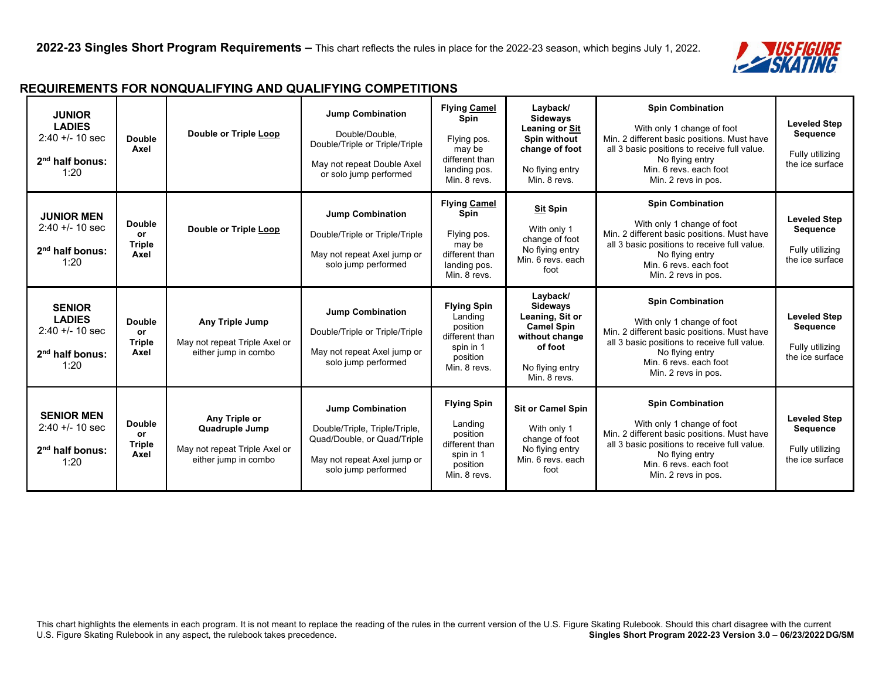**2022-23 Singles Short Program Requirements –** This chart reflects the rules in place for the 2022-23 season, which begins July 1, 2022.

## REQUIREMENTS FOR NONQUALIFYING AND QUALIFYING COMPETITIONS

| | | | | | | | |
|---|---|---|---|---|---|---|---|
| **JUNIOR LADIES** 2:40 +/- 10 sec **2nd half bonus:** 1:20 | **Double Axel** | **Double or Triple Loop** | **Jump Combination** Double/Double, Double/Triple or Triple/Triple May not repeat Double Axel or solo jump performed | **Flying Camel Spin** Flying pos. may be different than landing pos. Min. 8 revs. | **Layback/ Sideways Leaning or Sit Spin without change of foot** No flying entry Min. 8 revs. | **Spin Combination** With only 1 change of foot Min. 2 different basic positions. Must have all 3 basic positions to receive full value. No flying entry Min. 6 revs. each foot Min. 2 revs in pos. | **Leveled Step Sequence** Fully utilizing the ice surface |
| **JUNIOR MEN** 2:40 +/- 10 sec **2nd half bonus:** 1:20 | **Double or Triple Axel** | **Double or Triple Loop** | **Jump Combination** Double/Triple or Triple/Triple May not repeat Axel jump or solo jump performed | **Flying Camel Spin** Flying pos. may be different than landing pos. Min. 8 revs. | **Sit Spin** With only 1 change of foot No flying entry Min. 6 revs. each foot | **Spin Combination** With only 1 change of foot Min. 2 different basic positions. Must have all 3 basic positions to receive full value. No flying entry Min. 6 revs. each foot Min. 2 revs in pos. | **Leveled Step Sequence** Fully utilizing the ice surface |
| **SENIOR LADIES** 2:40 +/- 10 sec **2nd half bonus:** 1:20 | **Double or Triple Axel** | **Any Triple Jump** May not repeat Triple Axel or either jump in combo | **Jump Combination** Double/Triple or Triple/Triple May not repeat Axel jump or solo jump performed | **Flying Spin** Landing position different than spin in 1 position Min. 8 revs. | **Layback/ Sideways Leaning, Sit or Camel Spin without change of foot** No flying entry Min. 8 revs. | **Spin Combination** With only 1 change of foot Min. 2 different basic positions. Must have all 3 basic positions to receive full value. No flying entry Min. 6 revs. each foot Min. 2 revs in pos. | **Leveled Step Sequence** Fully utilizing the ice surface |
| **SENIOR MEN** 2:40 +/- 10 sec **2nd half bonus:** 1:20 | **Double or Triple Axel** | **Any Triple or Quadruple Jump** May not repeat Triple Axel or either jump in combo | **Jump Combination** Double/Triple, Triple/Triple, Quad/Double, or Quad/Triple May not repeat Axel jump or solo jump performed | **Flying Spin** Landing position different than spin in 1 position Min. 8 revs. | **Sit or Camel Spin** With only 1 change of foot No flying entry Min. 6 revs. each foot | **Spin Combination** With only 1 change of foot Min. 2 different basic positions. Must have all 3 basic positions to receive full value. No flying entry Min. 6 revs. each foot Min. 2 revs in pos. | **Leveled Step Sequence** Fully utilizing the ice surface |

This chart highlights the elements in each program. It is not meant to replace the reading of the rules in the current version of the U.S. Figure Skating Rulebook. Should this chart disagree with the current U.S. Figure Skating Rulebook in any aspect, the rulebook takes precedence.

**Singles Short Program 2022-23 Version 3.0 – 06/23/2022 DG/SM**